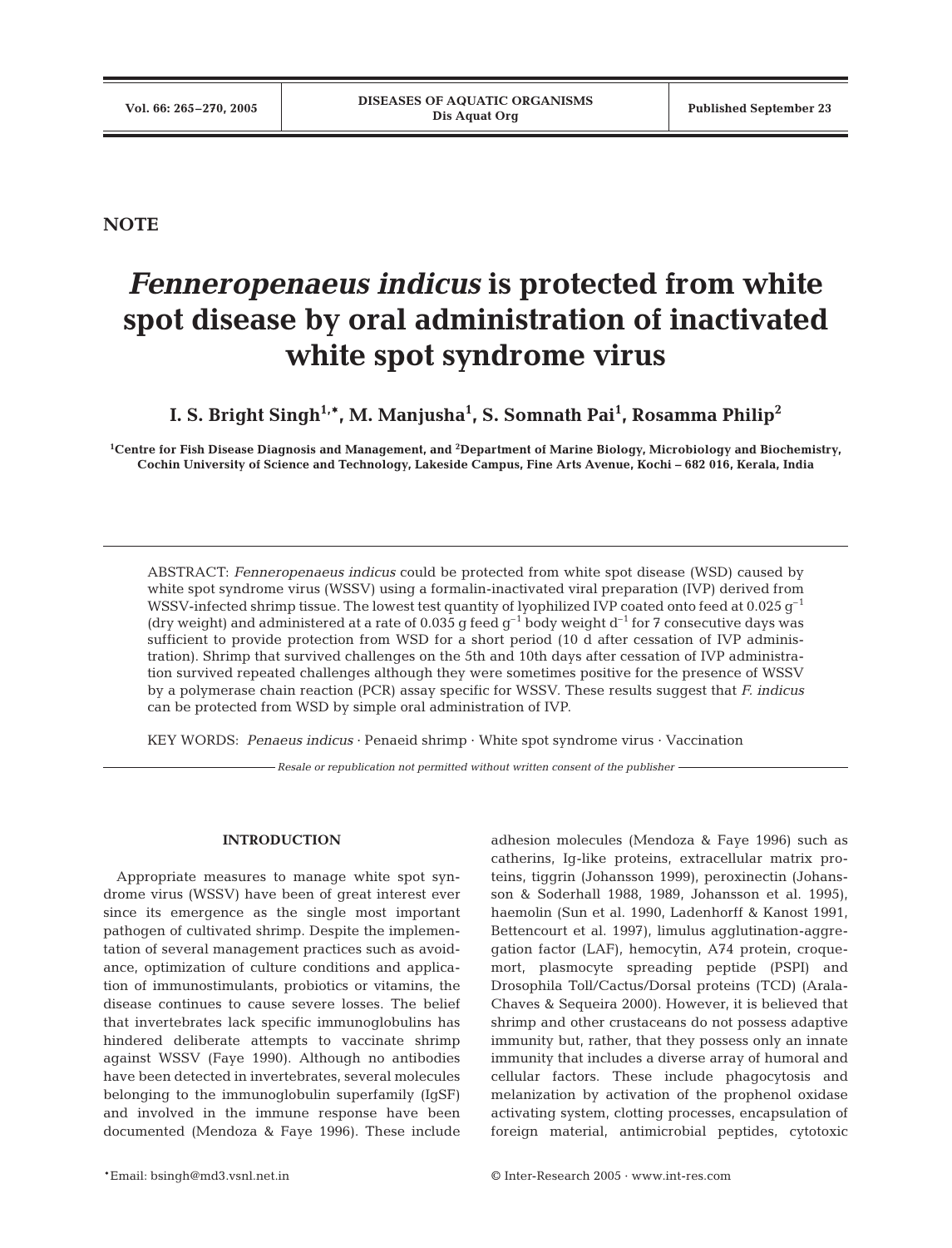**NOTE**

# *Fenneropenaeus indicus* is protected from white spot disease by oral administration of inactivated white spot syndrome virus

**I. S. Bright Singh[1,*], M. Manjusha[1], S. Somnath Pai[1], Rosamma Philip[2]**

[1]Centre for Fish Disease Diagnosis and Management, and [2]Department of Marine Biology, Microbiology and Biochemistry, Cochin University of Science and Technology, Lakeside Campus, Fine Arts Avenue, Kochi – 682 016, Kerala, India

ABSTRACT: *Fenneropenaeus indicus* could be protected from white spot disease (WSD) caused by white spot syndrome virus (WSSV) using a formalin-inactivated viral preparation (IVP) derived from WSSV-infected shrimp tissue. The lowest test quantity of lyophilized IVP coated onto feed at 0.025 g$^{-1}$ (dry weight) and administered at a rate of 0.035 g feed g$^{-1}$ body weight d$^{-1}$ for 7 consecutive days was sufficient to provide protection from WSD for a short period (10 d after cessation of IVP administration). Shrimp that survived challenges on the 5th and 10th days after cessation of IVP administration survived repeated challenges although they were sometimes positive for the presence of WSSV by a polymerase chain reaction (PCR) assay specific for WSSV. These results suggest that *F. indicus* can be protected from WSD by simple oral administration of IVP.

KEY WORDS: *Penaeus indicus* · Penaeid shrimp · White spot syndrome virus · Vaccination

*Resale or republication not permitted without written consent of the publisher*

## INTRODUCTION

Appropriate measures to manage white spot syndrome virus (WSSV) have been of great interest ever since its emergence as the single most important pathogen of cultivated shrimp. Despite the implementation of several management practices such as avoidance, optimization of culture conditions and application of immunostimulants, probiotics or vitamins, the disease continues to cause severe losses. The belief that invertebrates lack specific immunoglobulins has hindered deliberate attempts to vaccinate shrimp against WSSV (Faye 1990). Although no antibodies have been detected in invertebrates, several molecules belonging to the immunoglobulin superfamily (IgSF) and involved in the immune response have been documented (Mendoza & Faye 1996). These include adhesion molecules (Mendoza & Faye 1996) such as catherins, Ig-like proteins, extracellular matrix proteins, tiggrin (Johansson 1999), peroxinectin (Johansson & Soderhall 1988, 1989, Johansson et al. 1995), haemolin (Sun et al. 1990, Ladenhorff & Kanost 1991, Bettencourt et al. 1997), limulus agglutination-aggregation factor (LAF), hemocytin, A74 protein, croquemort, plasmocyte spreading peptide (PSPI) and Drosophila Toll/Cactus/Dorsal proteins (TCD) (Arala-Chaves & Sequeira 2000). However, it is believed that shrimp and other crustaceans do not possess adaptive immunity but, rather, that they possess only an innate immunity that includes a diverse array of humoral and cellular factors. These include phagocytosis and melanization by activation of the prophenol oxidase activating system, clotting processes, encapsulation of foreign material, antimicrobial peptides, cytotoxic

*Email: bsingh@md3.vsnl.net.in

© Inter-Research 2005 · www.int-res.com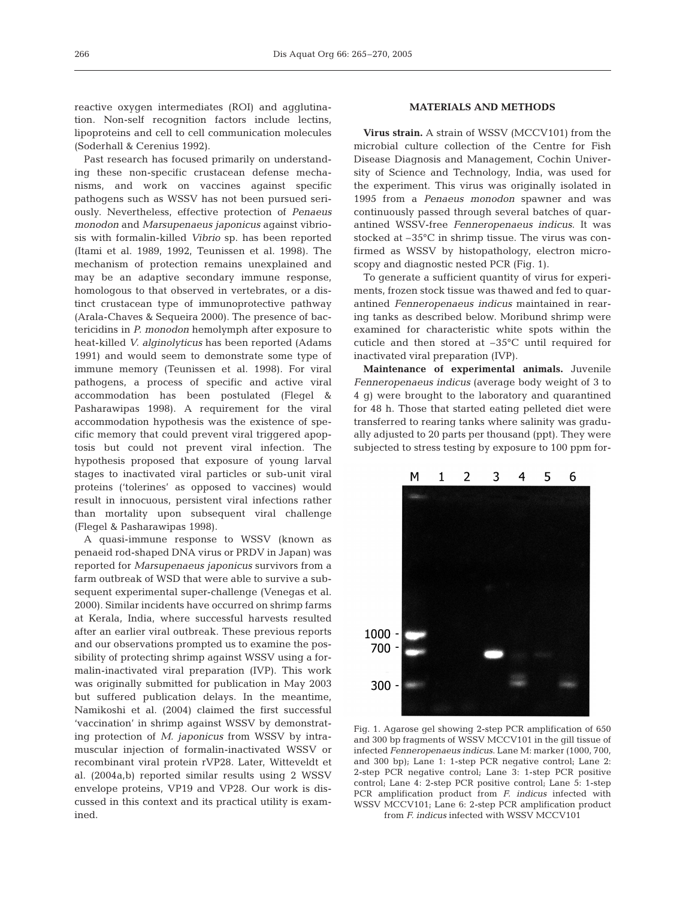reactive oxygen intermediates (ROI) and agglutination. Non-self recognition factors include lectins, lipoproteins and cell to cell communication molecules (Soderhall & Cerenius 1992).

Past research has focused primarily on understanding these non-specific crustacean defense mechanisms, and work on vaccines against specific pathogens such as WSSV has not been pursued seriously. Nevertheless, effective protection of *Penaeus monodon* and *Marsupenaeus japonicus* against vibriosis with formalin-killed *Vibrio* sp. has been reported (Itami et al. 1989, 1992, Teunissen et al. 1998). The mechanism of protection remains unexplained and may be an adaptive secondary immune response, homologous to that observed in vertebrates, or a distinct crustacean type of immunoprotective pathway (Arala-Chaves & Sequeira 2000). The presence of bactericidins in *P. monodon* hemolymph after exposure to heat-killed *V. alginolyticus* has been reported (Adams 1991) and would seem to demonstrate some type of immune memory (Teunissen et al. 1998). For viral pathogens, a process of specific and active viral accommodation has been postulated (Flegel & Pasharawipas 1998). A requirement for the viral accommodation hypothesis was the existence of specific memory that could prevent viral triggered apoptosis but could not prevent viral infection. The hypothesis proposed that exposure of young larval stages to inactivated viral particles or sub-unit viral proteins ('tolerines' as opposed to vaccines) would result in innocuous, persistent viral infections rather than mortality upon subsequent viral challenge (Flegel & Pasharawipas 1998).

A quasi-immune response to WSSV (known as penaeid rod-shaped DNA virus or PRDV in Japan) was reported for *Marsupenaeus japonicus* survivors from a farm outbreak of WSD that were able to survive a subsequent experimental super-challenge (Venegas et al. 2000). Similar incidents have occurred on shrimp farms at Kerala, India, where successful harvests resulted after an earlier viral outbreak. These previous reports and our observations prompted us to examine the possibility of protecting shrimp against WSSV using a formalin-inactivated viral preparation (IVP). This work was originally submitted for publication in May 2003 but suffered publication delays. In the meantime, Namikoshi et al. (2004) claimed the first successful 'vaccination' in shrimp against WSSV by demonstrating protection of *M. japonicus* from WSSV by intramuscular injection of formalin-inactivated WSSV or recombinant viral protein rVP28. Later, Witteveldt et al. (2004a,b) reported similar results using 2 WSSV envelope proteins, VP19 and VP28. Our work is discussed in this context and its practical utility is examined.

## MATERIALS AND METHODS

**Virus strain.** A strain of WSSV (MCCV101) from the microbial culture collection of the Centre for Fish Disease Diagnosis and Management, Cochin University of Science and Technology, India, was used for the experiment. This virus was originally isolated in 1995 from a *Penaeus monodon* spawner and was continuously passed through several batches of quarantined WSSV-free *Fenneropenaeus indicus*. It was stocked at –35°C in shrimp tissue. The virus was confirmed as WSSV by histopathology, electron microscopy and diagnostic nested PCR (Fig. 1).

To generate a sufficient quantity of virus for experiments, frozen stock tissue was thawed and fed to quarantined *Fenneropenaeus indicus* maintained in rearing tanks as described below. Moribund shrimp were examined for characteristic white spots within the cuticle and then stored at –35°C until required for inactivated viral preparation (IVP).

**Maintenance of experimental animals.** Juvenile *Fenneropenaeus indicus* (average body weight of 3 to 4 g) were brought to the laboratory and quarantined for 48 h. Those that started eating pelleted diet were transferred to rearing tanks where salinity was gradually adjusted to 20 parts per thousand (ppt). They were subjected to stress testing by exposure to 100 ppm for-

M 1 2 3 4 5 6

1000 -
700 -
300 -

Fig. 1. Agarose gel showing 2-step PCR amplification of 650 and 300 bp fragments of WSSV MCCV101 in the gill tissue of infected *Fenneropenaeus indicus*. Lane M: marker (1000, 700, and 300 bp); Lane 1: 1-step PCR negative control; Lane 2: 2-step PCR negative control; Lane 3: 1-step PCR positive control; Lane 4: 2-step PCR positive control; Lane 5: 1-step PCR amplification product from *F. indicus* infected with WSSV MCCV101; Lane 6: 2-step PCR amplification product from *F. indicus* infected with WSSV MCCV101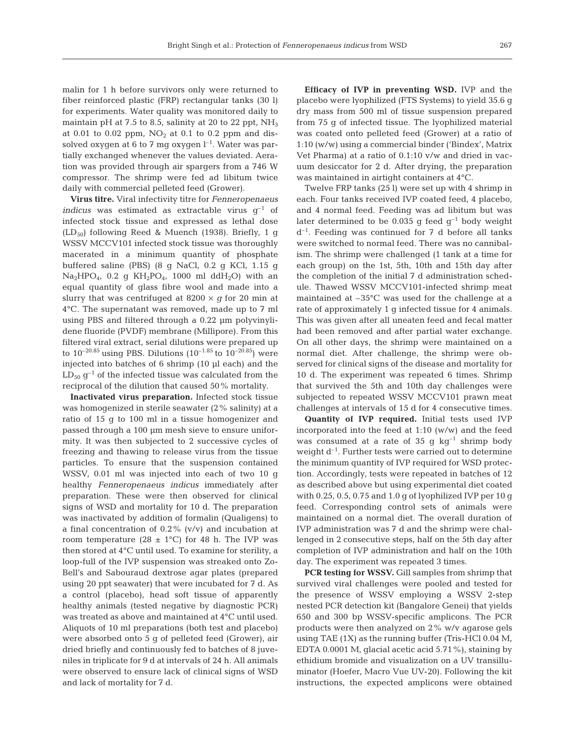malin for 1 h before survivors only were returned to fiber reinforced plastic (FRP) rectangular tanks (30 l) for experiments. Water quality was monitored daily to maintain pH at 7.5 to 8.5, salinity at 20 to 22 ppt, $NH_3$ at 0.01 to 0.02 ppm, $NO_2$ at 0.1 to 0.2 ppm and dissolved oxygen at 6 to 7 mg oxygen $l^{-1}$. Water was partially exchanged whenever the values deviated. Aeration was provided through air spargers from a 746 W compressor. The shrimp were fed ad libitum twice daily with commercial pelleted feed (Grower).

**Virus titre.** Viral infectivity titre for *Fenneropenaeus indicus* was estimated as extractable virus $g^{-1}$ of infected stock tissue and expressed as lethal dose ($LD_{50}$) following Reed & Muench (1938). Briefly, 1 g WSSV MCCV101 infected stock tissue was thoroughly macerated in a minimum quantity of phosphate buffered saline (PBS) (8 g NaCl, 0.2 g KCl, 1.15 g $Na_2HPO_4$, 0.2 g $KH_2PO_4$, 1000 ml $ddH_2O$) with an equal quantity of glass fibre wool and made into a slurry that was centrifuged at $8200 \times g$ for 20 min at 4°C. The supernatant was removed, made up to 7 ml using PBS and filtered through a 0.22 µm polyvinylidene fluoride (PVDF) membrane (Millipore). From this filtered viral extract, serial dilutions were prepared up to $10^{-20.85}$ using PBS. Dilutions ($10^{-1.85}$ to $10^{-20.85}$) were injected into batches of 6 shrimp (10 µl each) and the $LD_{50}$ $g^{-1}$ of the infected tissue was calculated from the reciprocal of the dilution that caused 50% mortality.

**Inactivated virus preparation.** Infected stock tissue was homogenized in sterile seawater (2% salinity) at a ratio of 15 g to 100 ml in a tissue homogenizer and passed through a 100 µm mesh sieve to ensure uniformity. It was then subjected to 2 successive cycles of freezing and thawing to release virus from the tissue particles. To ensure that the suspension contained WSSV, 0.01 ml was injected into each of two 10 g healthy *Fenneropenaeus indicus* immediately after preparation. These were then observed for clinical signs of WSD and mortality for 10 d. The preparation was inactivated by addition of formalin (Qualigens) to a final concentration of 0.2% (v/v) and incubation at room temperature (28 ± 1°C) for 48 h. The IVP was then stored at 4°C until used. To examine for sterility, a loop-full of the IVP suspension was streaked onto ZoBell's and Sabouraud dextrose agar plates (prepared using 20 ppt seawater) that were incubated for 7 d. As a control (placebo), head soft tissue of apparently healthy animals (tested negative by diagnostic PCR) was treated as above and maintained at 4°C until used. Aliquots of 10 ml preparations (both test and placebo) were absorbed onto 5 g of pelleted feed (Grower), air dried briefly and continuously fed to batches of 8 juveniles in triplicate for 9 d at intervals of 24 h. All animals were observed to ensure lack of clinical signs of WSD and lack of mortality for 7 d.

**Efficacy of IVP in preventing WSD.** IVP and the placebo were lyophilized (FTS Systems) to yield 35.6 g dry mass from 500 ml of tissue suspension prepared from 75 g of infected tissue. The lyophilized material was coated onto pelleted feed (Grower) at a ratio of 1:10 (w/w) using a commercial binder ('Bindex', Matrix Vet Pharma) at a ratio of 0.1:10 v/w and dried in vacuum desiccator for 2 d. After drying, the preparation was maintained in airtight containers at 4°C.

Twelve FRP tanks (25 l) were set up with 4 shrimp in each. Four tanks received IVP coated feed, 4 placebo, and 4 normal feed. Feeding was ad libitum but was later determined to be 0.035 g feed $g^{-1}$ body weight $d^{-1}$. Feeding was continued for 7 d before all tanks were switched to normal feed. There was no cannibalism. The shrimp were challenged (1 tank at a time for each group) on the 1st, 5th, 10th and 15th day after the completion of the initial 7 d administration schedule. Thawed WSSV MCCV101-infected shrimp meat maintained at –35°C was used for the challenge at a rate of approximately 1 g infected tissue for 4 animals. This was given after all uneaten feed and fecal matter had been removed and after partial water exchange. On all other days, the shrimp were maintained on a normal diet. After challenge, the shrimp were observed for clinical signs of the disease and mortality for 10 d. The experiment was repeated 6 times. Shrimp that survived the 5th and 10th day challenges were subjected to repeated WSSV MCCV101 prawn meat challenges at intervals of 15 d for 4 consecutive times.

**Quantity of IVP required.** Initial tests used IVP incorporated into the feed at 1:10 (w/w) and the feed was consumed at a rate of 35 g $kg^{-1}$ shrimp body weight $d^{-1}$. Further tests were carried out to determine the minimum quantity of IVP required for WSD protection. Accordingly, tests were repeated in batches of 12 as described above but using experimental diet coated with 0.25, 0.5, 0.75 and 1.0 g of lyophilized IVP per 10 g feed. Corresponding control sets of animals were maintained on a normal diet. The overall duration of IVP administration was 7 d and the shrimp were challenged in 2 consecutive steps, half on the 5th day after completion of IVP administration and half on the 10th day. The experiment was repeated 3 times.

**PCR testing for WSSV.** Gill samples from shrimp that survived viral challenges were pooled and tested for the presence of WSSV employing a WSSV 2-step nested PCR detection kit (Bangalore Genei) that yields 650 and 300 bp WSSV-specific amplicons. The PCR products were then analyzed on 2% w/v agarose gels using TAE (1X) as the running buffer (Tris-HCl 0.04 M, EDTA 0.0001 M, glacial acetic acid 5.71%), staining by ethidium bromide and visualization on a UV transilluminator (Hoefer, Macro Vue UV-20). Following the kit instructions, the expected amplicons were obtained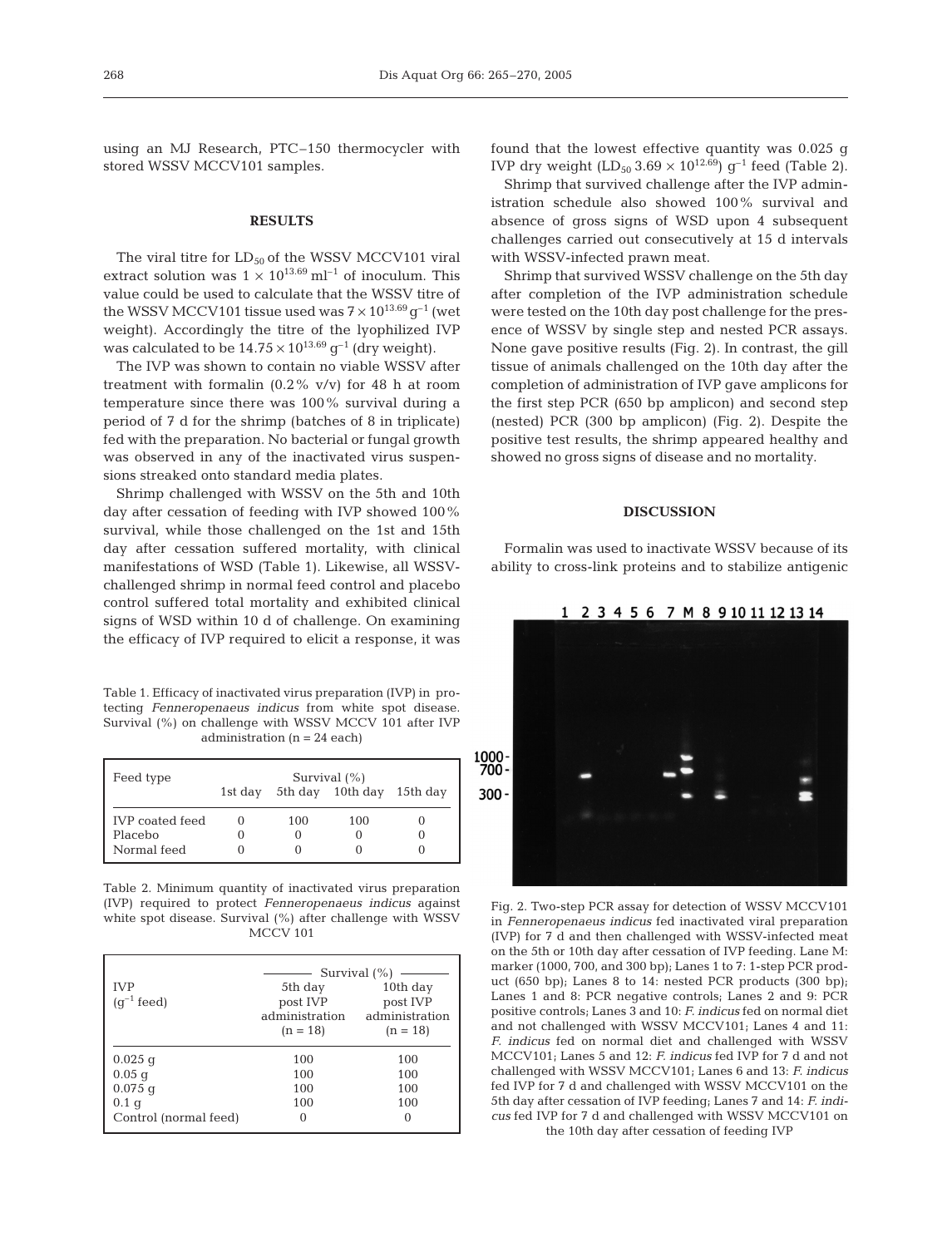using an MJ Research, PTC–150 thermocycler with stored WSSV MCCV101 samples.

## RESULTS

The viral titre for $LD_{50}$ of the WSSV MCCV101 viral extract solution was $1 \times 10^{13.69}$ $ml^{-1}$ of inoculum. This value could be used to calculate that the WSSV titre of the WSSV MCCV101 tissue used was $7 \times 10^{13.69}$ $g^{-1}$ (wet weight). Accordingly the titre of the lyophilized IVP was calculated to be $14.75 \times 10^{13.69}$ $g^{-1}$ (dry weight).

The IVP was shown to contain no viable WSSV after treatment with formalin (0.2% v/v) for 48 h at room temperature since there was 100% survival during a period of 7 d for the shrimp (batches of 8 in triplicate) fed with the preparation. No bacterial or fungal growth was observed in any of the inactivated virus suspensions streaked onto standard media plates.

Shrimp challenged with WSSV on the 5th and 10th day after cessation of feeding with IVP showed 100% survival, while those challenged on the 1st and 15th day after cessation suffered mortality, with clinical manifestations of WSD (Table 1). Likewise, all WSSV-challenged shrimp in normal feed control and placebo control suffered total mortality and exhibited clinical signs of WSD within 10 d of challenge. On examining the efficacy of IVP required to elicit a response, it was found that the lowest effective quantity was 0.025 g IVP dry weight ($LD_{50}$ $3.69 \times 10^{12.69}$) $g^{-1}$ feed (Table 2).

Table 1. Efficacy of inactivated virus preparation (IVP) in protecting *Fenneropenaeus indicus* from white spot disease. Survival (%) on challenge with WSSV MCCV 101 after IVP administration (n = 24 each)

| Feed type | Survival (%) | | | |
|---|---|---|---|---|
| | 1st day | 5th day | 10th day | 15th day |
| IVP coated feed | 0 | 100 | 100 | 0 |
| Placebo | 0 | 0 | 0 | 0 |
| Normal feed | 0 | 0 | 0 | 0 |

Table 2. Minimum quantity of inactivated virus preparation (IVP) required to protect *Fenneropenaeus indicus* against white spot disease. Survival (%) after challenge with WSSV MCCV 101

| IVP ($g^{-1}$ feed) | Survival (%) | |
|---|---|---|
| | 5th day post IVP administration (n = 18) | 10th day post IVP administration (n = 18) |
| 0.025 g | 100 | 100 |
| 0.05 g | 100 | 100 |
| 0.075 g | 100 | 100 |
| 0.1 g | 100 | 100 |
| Control (normal feed) | 0 | 0 |

Shrimp that survived challenge after the IVP administration schedule also showed 100% survival and absence of gross signs of WSD upon 4 subsequent challenges carried out consecutively at 15 d intervals with WSSV-infected prawn meat.

Shrimp that survived WSSV challenge on the 5th day after completion of the IVP administration schedule were tested on the 10th day post challenge for the presence of WSSV by single step and nested PCR assays. None gave positive results (Fig. 2). In contrast, the gill tissue of animals challenged on the 10th day after the completion of administration of IVP gave amplicons for the first step PCR (650 bp amplicon) and second step (nested) PCR (300 bp amplicon) (Fig. 2). Despite the positive test results, the shrimp appeared healthy and showed no gross signs of disease and no mortality.

1 2 3 4 5 6 7 M 8 9 10 11 12 13 14

1000-
700-
300-

Fig. 2. Two-step PCR assay for detection of WSSV MCCV101 in *Fenneropenaeus indicus* fed inactivated viral preparation (IVP) for 7 d and then challenged with WSSV-infected meat on the 5th or 10th day after cessation of IVP feeding. Lane M: marker (1000, 700, and 300 bp); Lanes 1 to 7: 1-step PCR product (650 bp); Lanes 8 to 14: nested PCR products (300 bp); Lanes 1 and 8: PCR negative controls; Lanes 2 and 9: PCR positive controls; Lanes 3 and 10: *F. indicus* fed on normal diet and not challenged with WSSV MCCV101; Lanes 4 and 11: *F. indicus* fed on normal diet and challenged with WSSV MCCV101; Lanes 5 and 12: *F. indicus* fed IVP for 7 d and not challenged with WSSV MCCV101; Lanes 6 and 13: *F. indicus* fed IVP for 7 d and challenged with WSSV MCCV101 on the 5th day after cessation of IVP feeding; Lanes 7 and 14: *F. indicus* fed IVP for 7 d and challenged with WSSV MCCV101 on the 10th day after cessation of feeding IVP

## DISCUSSION

Formalin was used to inactivate WSSV because of its ability to cross-link proteins and to stabilize antigenic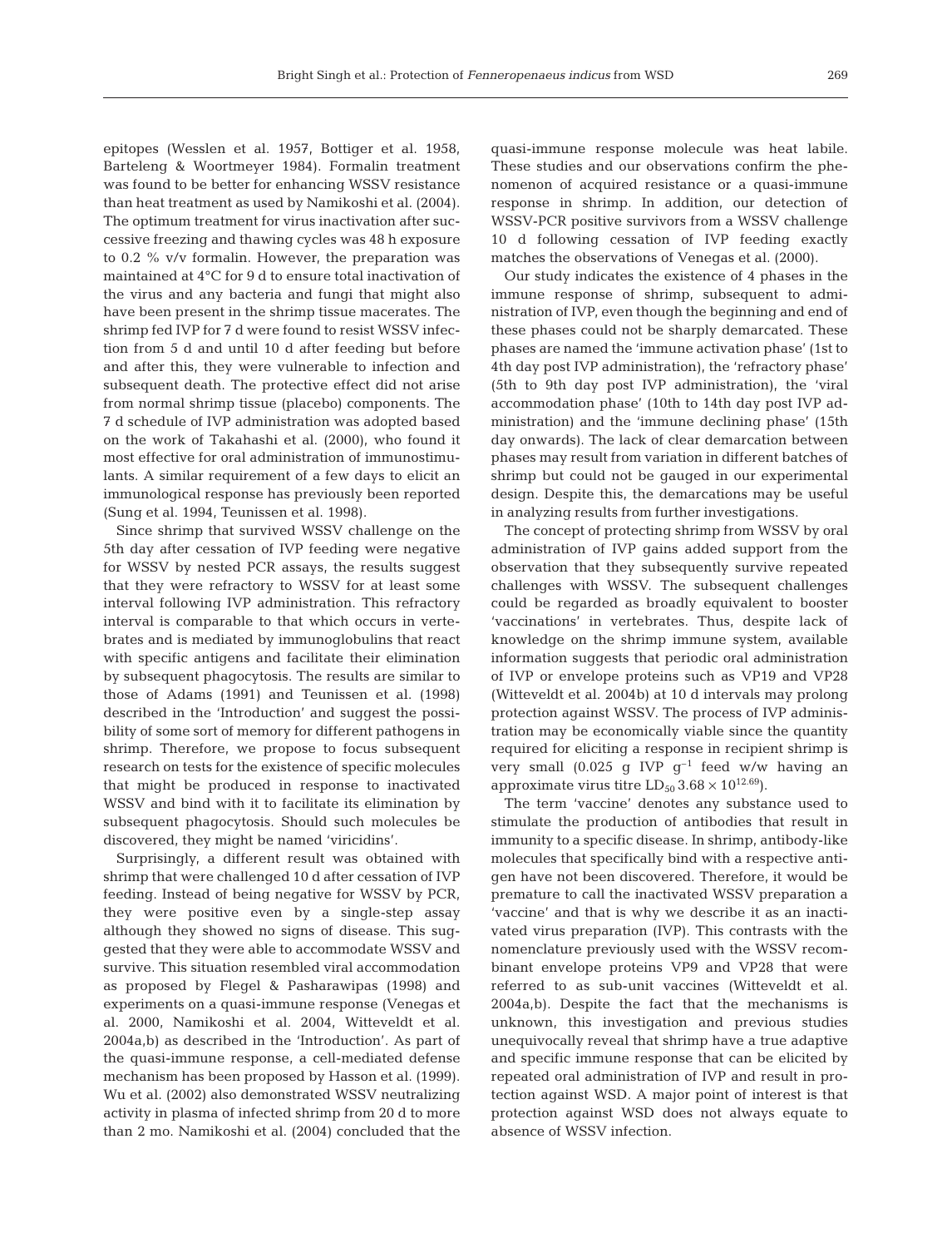epitopes (Wesslen et al. 1957, Bottiger et al. 1958, Barteleng & Woortmeyer 1984). Formalin treatment was found to be better for enhancing WSSV resistance than heat treatment as used by Namikoshi et al. (2004). The optimum treatment for virus inactivation after successive freezing and thawing cycles was 48 h exposure to 0.2 % v/v formalin. However, the preparation was maintained at 4°C for 9 d to ensure total inactivation of the virus and any bacteria and fungi that might also have been present in the shrimp tissue macerates. The shrimp fed IVP for 7 d were found to resist WSSV infection from 5 d and until 10 d after feeding but before and after this, they were vulnerable to infection and subsequent death. The protective effect did not arise from normal shrimp tissue (placebo) components. The 7 d schedule of IVP administration was adopted based on the work of Takahashi et al. (2000), who found it most effective for oral administration of immunostimulants. A similar requirement of a few days to elicit an immunological response has previously been reported (Sung et al. 1994, Teunissen et al. 1998).

Since shrimp that survived WSSV challenge on the 5th day after cessation of IVP feeding were negative for WSSV by nested PCR assays, the results suggest that they were refractory to WSSV for at least some interval following IVP administration. This refractory interval is comparable to that which occurs in vertebrates and is mediated by immunoglobulins that react with specific antigens and facilitate their elimination by subsequent phagocytosis. The results are similar to those of Adams (1991) and Teunissen et al. (1998) described in the 'Introduction' and suggest the possibility of some sort of memory for different pathogens in shrimp. Therefore, we propose to focus subsequent research on tests for the existence of specific molecules that might be produced in response to inactivated WSSV and bind with it to facilitate its elimination by subsequent phagocytosis. Should such molecules be discovered, they might be named 'viricidins'.

Surprisingly, a different result was obtained with shrimp that were challenged 10 d after cessation of IVP feeding. Instead of being negative for WSSV by PCR, they were positive even by a single-step assay although they showed no signs of disease. This suggested that they were able to accommodate WSSV and survive. This situation resembled viral accommodation as proposed by Flegel & Pasharawipas (1998) and experiments on a quasi-immune response (Venegas et al. 2000, Namikoshi et al. 2004, Witteveldt et al. 2004a,b) as described in the 'Introduction'. As part of the quasi-immune response, a cell-mediated defense mechanism has been proposed by Hasson et al. (1999). Wu et al. (2002) also demonstrated WSSV neutralizing activity in plasma of infected shrimp from 20 d to more than 2 mo. Namikoshi et al. (2004) concluded that the quasi-immune response molecule was heat labile. These studies and our observations confirm the phenomenon of acquired resistance or a quasi-immune response in shrimp. In addition, our detection of WSSV-PCR positive survivors from a WSSV challenge 10 d following cessation of IVP feeding exactly matches the observations of Venegas et al. (2000).

Our study indicates the existence of 4 phases in the immune response of shrimp, subsequent to administration of IVP, even though the beginning and end of these phases could not be sharply demarcated. These phases are named the 'immune activation phase' (1st to 4th day post IVP administration), the 'refractory phase' (5th to 9th day post IVP administration), the 'viral accommodation phase' (10th to 14th day post IVP administration) and the 'immune declining phase' (15th day onwards). The lack of clear demarcation between phases may result from variation in different batches of shrimp but could not be gauged in our experimental design. Despite this, the demarcations may be useful in analyzing results from further investigations.

The concept of protecting shrimp from WSSV by oral administration of IVP gains added support from the observation that they subsequently survive repeated challenges with WSSV. The subsequent challenges could be regarded as broadly equivalent to booster 'vaccinations' in vertebrates. Thus, despite lack of knowledge on the shrimp immune system, available information suggests that periodic oral administration of IVP or envelope proteins such as VP19 and VP28 (Witteveldt et al. 2004b) at 10 d intervals may prolong protection against WSSV. The process of IVP administration may be economically viable since the quantity required for eliciting a response in recipient shrimp is very small (0.025 g IVP $g^{-1}$ feed w/w having an approximate virus titre $LD_{50}$ $3.68 \times 10^{12.69}$).

The term 'vaccine' denotes any substance used to stimulate the production of antibodies that result in immunity to a specific disease. In shrimp, antibody-like molecules that specifically bind with a respective antigen have not been discovered. Therefore, it would be premature to call the inactivated WSSV preparation a 'vaccine' and that is why we describe it as an inactivated virus preparation (IVP). This contrasts with the nomenclature previously used with the WSSV recombinant envelope proteins VP9 and VP28 that were referred to as sub-unit vaccines (Witteveldt et al. 2004a,b). Despite the fact that the mechanisms is unknown, this investigation and previous studies unequivocally reveal that shrimp have a true adaptive and specific immune response that can be elicited by repeated oral administration of IVP and result in protection against WSD. A major point of interest is that protection against WSD does not always equate to absence of WSSV infection.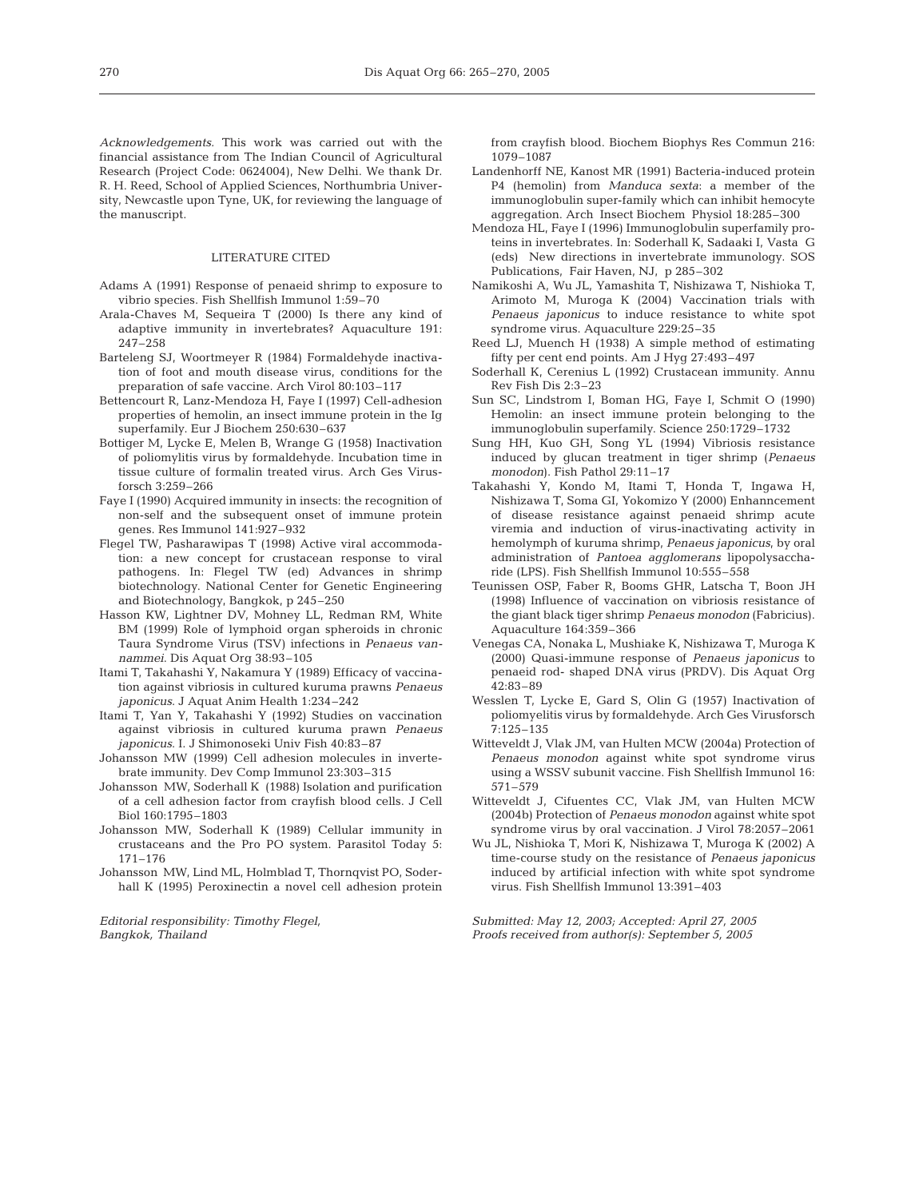*Acknowledgements.* This work was carried out with the financial assistance from The Indian Council of Agricultural Research (Project Code: 0624004), New Delhi. We thank Dr. R. H. Reed, School of Applied Sciences, Northumbria University, Newcastle upon Tyne, UK, for reviewing the language of the manuscript.

## LITERATURE CITED

- Adams A (1991) Response of penaeid shrimp to exposure to vibrio species. Fish Shellfish Immunol 1:59–70
- Arala-Chaves M, Sequeira T (2000) Is there any kind of adaptive immunity in invertebrates? Aquaculture 191: 247–258
- Barteleng SJ, Woortmeyer R (1984) Formaldehyde inactivation of foot and mouth disease virus, conditions for the preparation of safe vaccine. Arch Virol 80:103–117
- Bettencourt R, Lanz-Mendoza H, Faye I (1997) Cell-adhesion properties of hemolin, an insect immune protein in the Ig superfamily. Eur J Biochem 250:630–637
- Bottiger M, Lycke E, Melen B, Wrange G (1958) Inactivation of poliomylitis virus by formaldehyde. Incubation time in tissue culture of formalin treated virus. Arch Ges Virusforsch 3:259–266
- Faye I (1990) Acquired immunity in insects: the recognition of non-self and the subsequent onset of immune protein genes. Res Immunol 141:927–932
- Flegel TW, Pasharawipas T (1998) Active viral accommodation: a new concept for crustacean response to viral pathogens. In: Flegel TW (ed) Advances in shrimp biotechnology. National Center for Genetic Engineering and Biotechnology, Bangkok, p 245–250
- Hasson KW, Lightner DV, Mohney LL, Redman RM, White BM (1999) Role of lymphoid organ spheroids in chronic Taura Syndrome Virus (TSV) infections in *Penaeus vannammei*. Dis Aquat Org 38:93–105
- Itami T, Takahashi Y, Nakamura Y (1989) Efficacy of vaccination against vibriosis in cultured kuruma prawns *Penaeus japonicus*. J Aquat Anim Health 1:234–242
- Itami T, Yan Y, Takahashi Y (1992) Studies on vaccination against vibriosis in cultured kuruma prawn *Penaeus japonicus*. I. J Shimonoseki Univ Fish 40:83–87
- Johansson MW (1999) Cell adhesion molecules in invertebrate immunity. Dev Comp Immunol 23:303–315
- Johansson MW, Soderhall K (1988) Isolation and purification of a cell adhesion factor from crayfish blood cells. J Cell Biol 160:1795–1803
- Johansson MW, Soderhall K (1989) Cellular immunity in crustaceans and the Pro PO system. Parasitol Today 5: 171–176
- Johansson MW, Lind ML, Holmblad T, Thornqvist PO, Soderhall K (1995) Peroxinectin a novel cell adhesion protein from crayfish blood. Biochem Biophys Res Commun 216: 1079–1087
- Landenhorff NE, Kanost MR (1991) Bacteria-induced protein P4 (hemolin) from *Manduca sexta*: a member of the immunoglobulin super-family which can inhibit hemocyte aggregation. Arch Insect Biochem Physiol 18:285–300
- Mendoza HL, Faye I (1996) Immunoglobulin superfamily proteins in invertebrates. In: Soderhall K, Sadaaki I, Vasta G (eds) New directions in invertebrate immunology. SOS Publications, Fair Haven, NJ, p 285–302
- Namikoshi A, Wu JL, Yamashita T, Nishizawa T, Nishioka T, Arimoto M, Muroga K (2004) Vaccination trials with *Penaeus japonicus* to induce resistance to white spot syndrome virus. Aquaculture 229:25–35
- Reed LJ, Muench H (1938) A simple method of estimating fifty per cent end points. Am J Hyg 27:493–497
- Soderhall K, Cerenius L (1992) Crustacean immunity. Annu Rev Fish Dis 2:3–23
- Sun SC, Lindstrom I, Boman HG, Faye I, Schmit O (1990) Hemolin: an insect immune protein belonging to the immunoglobulin superfamily. Science 250:1729–1732
- Sung HH, Kuo GH, Song YL (1994) Vibriosis resistance induced by glucan treatment in tiger shrimp (*Penaeus monodon*). Fish Pathol 29:11–17
- Takahashi Y, Kondo M, Itami T, Honda T, Ingawa H, Nishizawa T, Soma GI, Yokomizo Y (2000) Enhanncement of disease resistance against penaeid shrimp acute viremia and induction of virus-inactivating activity in hemolymph of kuruma shrimp, *Penaeus japonicus*, by oral administration of *Pantoea agglomerans* lipopolysaccharide (LPS). Fish Shellfish Immunol 10:555–558
- Teunissen OSP, Faber R, Booms GHR, Latscha T, Boon JH (1998) Influence of vaccination on vibriosis resistance of the giant black tiger shrimp *Penaeus monodon* (Fabricius). Aquaculture 164:359–366
- Venegas CA, Nonaka L, Mushiake K, Nishizawa T, Muroga K (2000) Quasi-immune response of *Penaeus japonicus* to penaeid rod- shaped DNA virus (PRDV). Dis Aquat Org 42:83–89
- Wesslen T, Lycke E, Gard S, Olin G (1957) Inactivation of poliomyelitis virus by formaldehyde. Arch Ges Virusforsch 7:125–135
- Witteveldt J, Vlak JM, van Hulten MCW (2004a) Protection of *Penaeus monodon* against white spot syndrome virus using a WSSV subunit vaccine. Fish Shellfish Immunol 16: 571–579
- Witteveldt J, Cifuentes CC, Vlak JM, van Hulten MCW (2004b) Protection of *Penaeus monodon* against white spot syndrome virus by oral vaccination. J Virol 78:2057–2061
- Wu JL, Nishioka T, Mori K, Nishizawa T, Muroga K (2002) A time-course study on the resistance of *Penaeus japonicus* induced by artificial infection with white spot syndrome virus. Fish Shellfish Immunol 13:391–403

*Editorial responsibility: Timothy Flegel, Bangkok, Thailand*

*Submitted: May 12, 2003; Accepted: April 27, 2005*
*Proofs received from author(s): September 5, 2005*